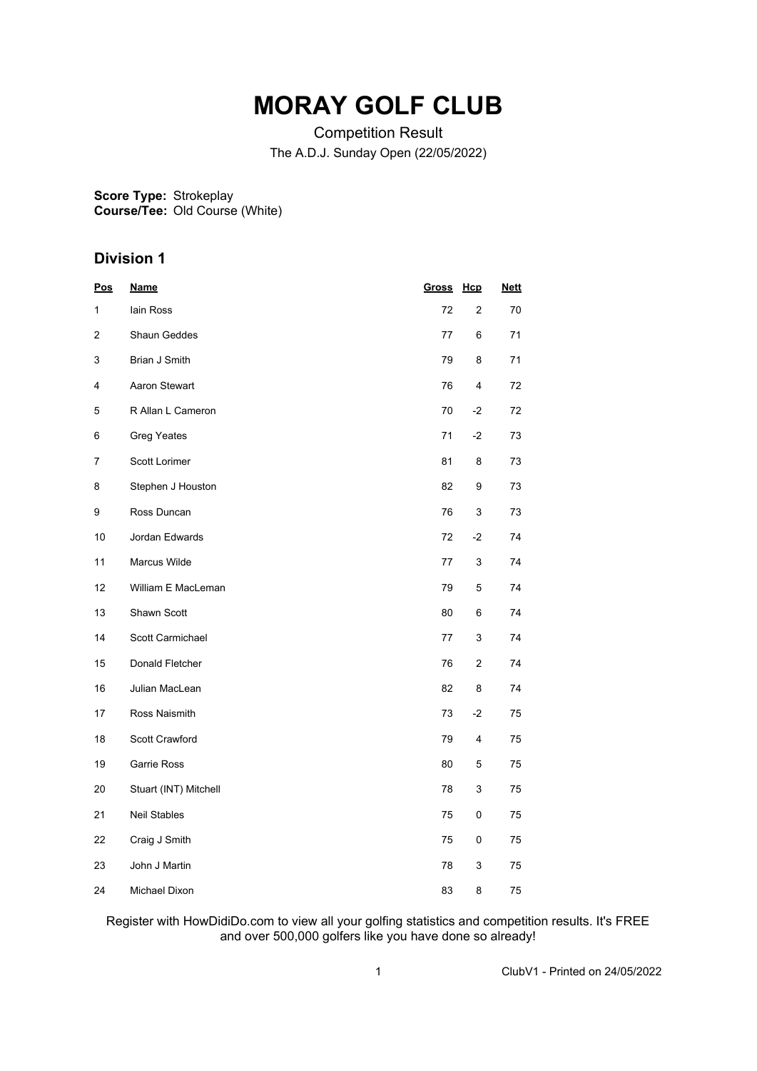# MORAY GOLF CLUB

Competition Result

The A.D.J. Sunday Open (22/05/2022)

**Score Type:** Strokeplay
**Course/Tee:** Old Course (White)

## Division 1

| Pos | Name | Gross | Hcp | Nett |
|---|---|---|---|---|
| 1 | Iain Ross | 72 | 2 | 70 |
| 2 | Shaun Geddes | 77 | 6 | 71 |
| 3 | Brian J Smith | 79 | 8 | 71 |
| 4 | Aaron Stewart | 76 | 4 | 72 |
| 5 | R Allan L Cameron | 70 | -2 | 72 |
| 6 | Greg Yeates | 71 | -2 | 73 |
| 7 | Scott Lorimer | 81 | 8 | 73 |
| 8 | Stephen J Houston | 82 | 9 | 73 |
| 9 | Ross Duncan | 76 | 3 | 73 |
| 10 | Jordan Edwards | 72 | -2 | 74 |
| 11 | Marcus Wilde | 77 | 3 | 74 |
| 12 | William E MacLeman | 79 | 5 | 74 |
| 13 | Shawn Scott | 80 | 6 | 74 |
| 14 | Scott Carmichael | 77 | 3 | 74 |
| 15 | Donald Fletcher | 76 | 2 | 74 |
| 16 | Julian MacLean | 82 | 8 | 74 |
| 17 | Ross Naismith | 73 | -2 | 75 |
| 18 | Scott Crawford | 79 | 4 | 75 |
| 19 | Garrie Ross | 80 | 5 | 75 |
| 20 | Stuart (INT) Mitchell | 78 | 3 | 75 |
| 21 | Neil Stables | 75 | 0 | 75 |
| 22 | Craig J Smith | 75 | 0 | 75 |
| 23 | John J Martin | 78 | 3 | 75 |
| 24 | Michael Dixon | 83 | 8 | 75 |

Register with HowDidiDo.com to view all your golfing statistics and competition results. It's FREE and over 500,000 golfers like you have done so already!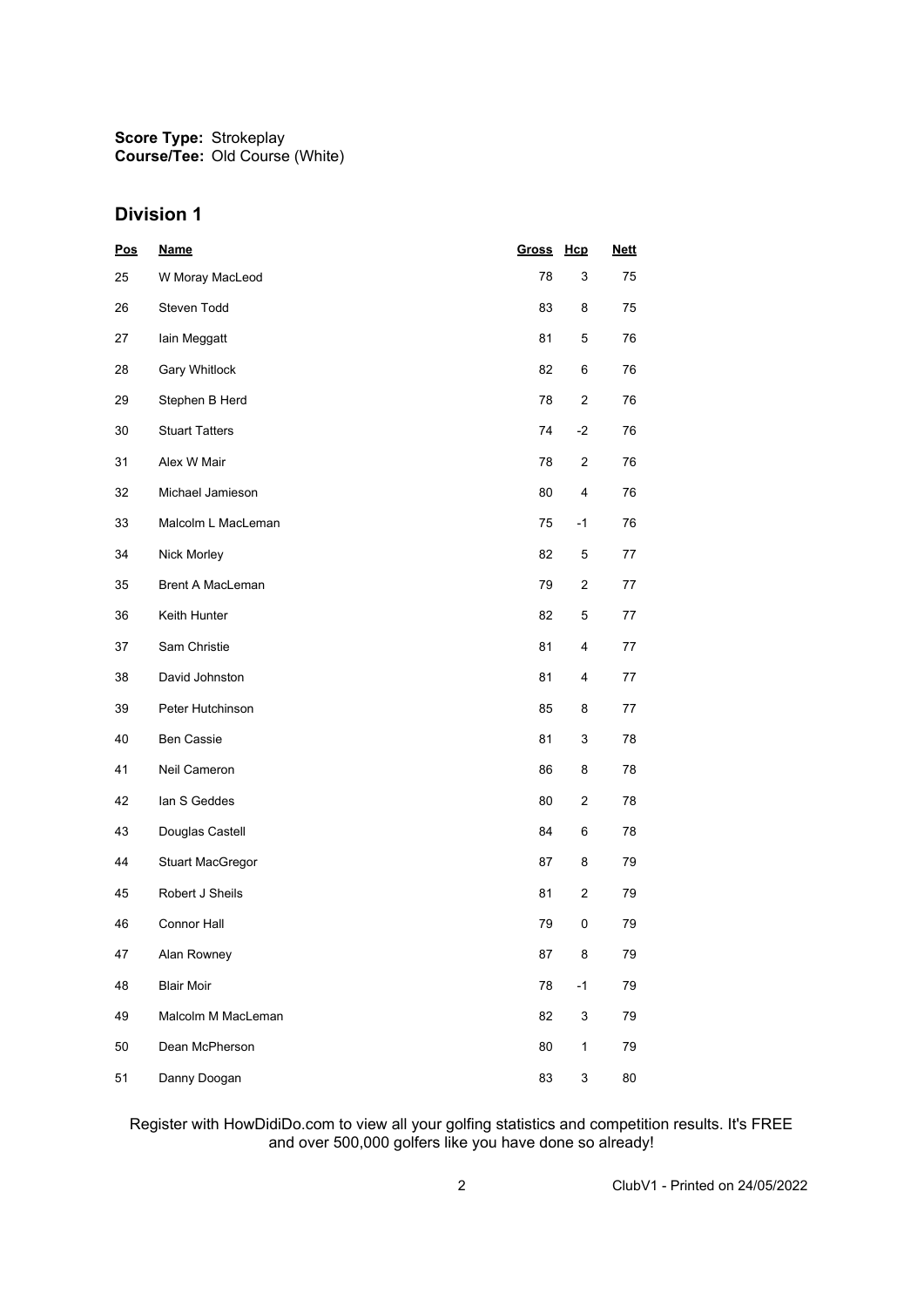**Score Type:** Strokeplay
**Course/Tee:** Old Course (White)

## Division 1

| Pos | Name | Gross | Hcp | Nett |
|---|---|---|---|---|
| 25 | W Moray MacLeod | 78 | 3 | 75 |
| 26 | Steven Todd | 83 | 8 | 75 |
| 27 | Iain Meggatt | 81 | 5 | 76 |
| 28 | Gary Whitlock | 82 | 6 | 76 |
| 29 | Stephen B Herd | 78 | 2 | 76 |
| 30 | Stuart Tatters | 74 | -2 | 76 |
| 31 | Alex W Mair | 78 | 2 | 76 |
| 32 | Michael Jamieson | 80 | 4 | 76 |
| 33 | Malcolm L MacLeman | 75 | -1 | 76 |
| 34 | Nick Morley | 82 | 5 | 77 |
| 35 | Brent A MacLeman | 79 | 2 | 77 |
| 36 | Keith Hunter | 82 | 5 | 77 |
| 37 | Sam Christie | 81 | 4 | 77 |
| 38 | David Johnston | 81 | 4 | 77 |
| 39 | Peter Hutchinson | 85 | 8 | 77 |
| 40 | Ben Cassie | 81 | 3 | 78 |
| 41 | Neil Cameron | 86 | 8 | 78 |
| 42 | Ian S Geddes | 80 | 2 | 78 |
| 43 | Douglas Castell | 84 | 6 | 78 |
| 44 | Stuart MacGregor | 87 | 8 | 79 |
| 45 | Robert J Sheils | 81 | 2 | 79 |
| 46 | Connor Hall | 79 | 0 | 79 |
| 47 | Alan Rowney | 87 | 8 | 79 |
| 48 | Blair Moir | 78 | -1 | 79 |
| 49 | Malcolm M MacLeman | 82 | 3 | 79 |
| 50 | Dean McPherson | 80 | 1 | 79 |
| 51 | Danny Doogan | 83 | 3 | 80 |

Register with HowDidiDo.com to view all your golfing statistics and competition results. It's FREE and over 500,000 golfers like you have done so already!

ClubV1 - Printed on 24/05/2022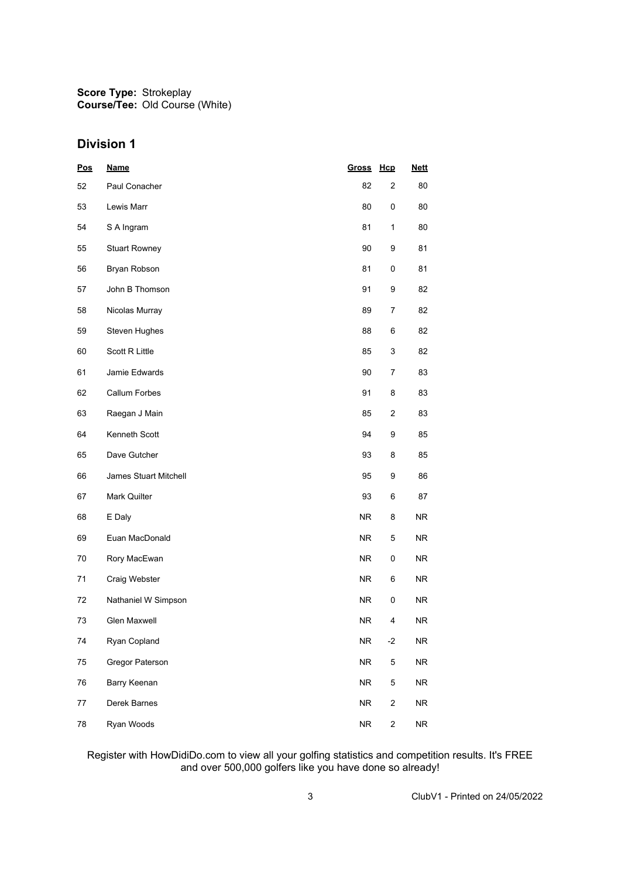**Score Type:** Strokeplay
**Course/Tee:** Old Course (White)

## Division 1

| Pos | Name | Gross | Hcp | Nett |
|---|---|---|---|---|
| 52 | Paul Conacher | 82 | 2 | 80 |
| 53 | Lewis Marr | 80 | 0 | 80 |
| 54 | S A Ingram | 81 | 1 | 80 |
| 55 | Stuart Rowney | 90 | 9 | 81 |
| 56 | Bryan Robson | 81 | 0 | 81 |
| 57 | John B Thomson | 91 | 9 | 82 |
| 58 | Nicolas Murray | 89 | 7 | 82 |
| 59 | Steven Hughes | 88 | 6 | 82 |
| 60 | Scott R Little | 85 | 3 | 82 |
| 61 | Jamie Edwards | 90 | 7 | 83 |
| 62 | Callum Forbes | 91 | 8 | 83 |
| 63 | Raegan J Main | 85 | 2 | 83 |
| 64 | Kenneth Scott | 94 | 9 | 85 |
| 65 | Dave Gutcher | 93 | 8 | 85 |
| 66 | James Stuart Mitchell | 95 | 9 | 86 |
| 67 | Mark Quilter | 93 | 6 | 87 |
| 68 | E Daly | NR | 8 | NR |
| 69 | Euan MacDonald | NR | 5 | NR |
| 70 | Rory MacEwan | NR | 0 | NR |
| 71 | Craig Webster | NR | 6 | NR |
| 72 | Nathaniel W Simpson | NR | 0 | NR |
| 73 | Glen Maxwell | NR | 4 | NR |
| 74 | Ryan Copland | NR | -2 | NR |
| 75 | Gregor Paterson | NR | 5 | NR |
| 76 | Barry Keenan | NR | 5 | NR |
| 77 | Derek Barnes | NR | 2 | NR |
| 78 | Ryan Woods | NR | 2 | NR |

Register with HowDidiDo.com to view all your golfing statistics and competition results. It's FREE and over 500,000 golfers like you have done so already!

ClubV1 - Printed on 24/05/2022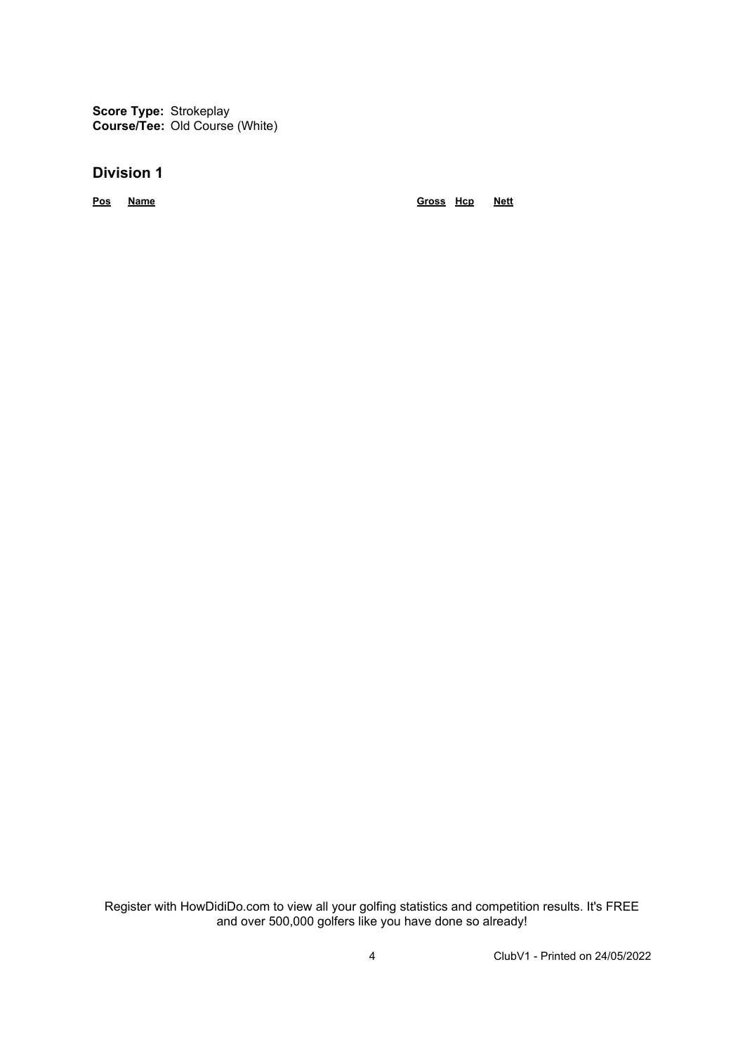**Score Type:** Strokeplay
**Course/Tee:** Old Course (White)

## Division 1

| Pos | Name | Gross | Hcp | Nett |
| --- | --- | --- | --- | --- |

Register with HowDidiDo.com to view all your golfing statistics and competition results. It's FREE and over 500,000 golfers like you have done so already!

ClubV1 - Printed on 24/05/2022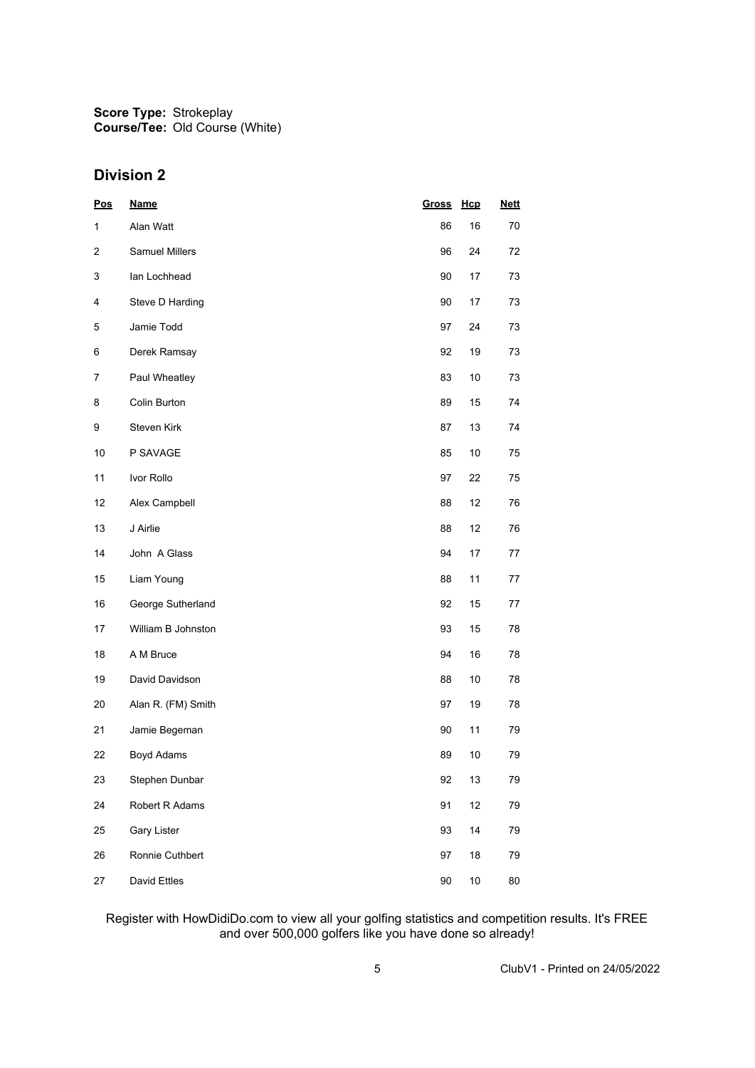**Score Type:** Strokeplay
**Course/Tee:** Old Course (White)

## Division 2

| Pos | Name | Gross | Hcp | Nett |
|---|---|---|---|---|
| 1 | Alan Watt | 86 | 16 | 70 |
| 2 | Samuel Millers | 96 | 24 | 72 |
| 3 | Ian Lochhead | 90 | 17 | 73 |
| 4 | Steve D Harding | 90 | 17 | 73 |
| 5 | Jamie Todd | 97 | 24 | 73 |
| 6 | Derek Ramsay | 92 | 19 | 73 |
| 7 | Paul Wheatley | 83 | 10 | 73 |
| 8 | Colin Burton | 89 | 15 | 74 |
| 9 | Steven Kirk | 87 | 13 | 74 |
| 10 | P SAVAGE | 85 | 10 | 75 |
| 11 | Ivor Rollo | 97 | 22 | 75 |
| 12 | Alex Campbell | 88 | 12 | 76 |
| 13 | J Airlie | 88 | 12 | 76 |
| 14 | John A Glass | 94 | 17 | 77 |
| 15 | Liam Young | 88 | 11 | 77 |
| 16 | George Sutherland | 92 | 15 | 77 |
| 17 | William B Johnston | 93 | 15 | 78 |
| 18 | A M Bruce | 94 | 16 | 78 |
| 19 | David Davidson | 88 | 10 | 78 |
| 20 | Alan R. (FM) Smith | 97 | 19 | 78 |
| 21 | Jamie Begeman | 90 | 11 | 79 |
| 22 | Boyd Adams | 89 | 10 | 79 |
| 23 | Stephen Dunbar | 92 | 13 | 79 |
| 24 | Robert R Adams | 91 | 12 | 79 |
| 25 | Gary Lister | 93 | 14 | 79 |
| 26 | Ronnie Cuthbert | 97 | 18 | 79 |
| 27 | David Ettles | 90 | 10 | 80 |

Register with HowDidiDo.com to view all your golfing statistics and competition results. It's FREE and over 500,000 golfers like you have done so already!

ClubV1 - Printed on 24/05/2022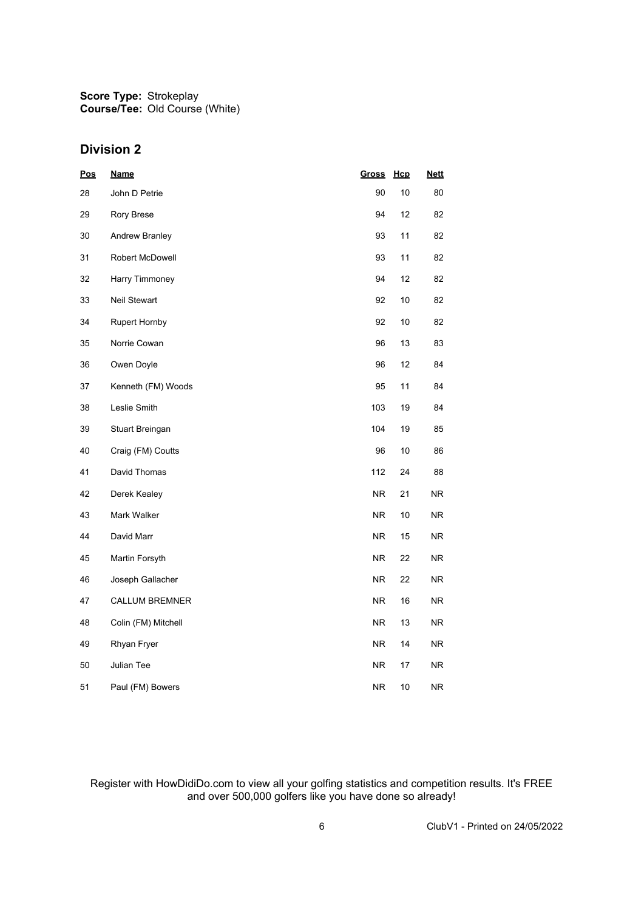**Score Type:** Strokeplay
**Course/Tee:** Old Course (White)

## Division 2

| Pos | Name | Gross | Hcp | Nett |
|---|---|---|---|---|
| 28 | John D Petrie | 90 | 10 | 80 |
| 29 | Rory Brese | 94 | 12 | 82 |
| 30 | Andrew Branley | 93 | 11 | 82 |
| 31 | Robert McDowell | 93 | 11 | 82 |
| 32 | Harry Timmoney | 94 | 12 | 82 |
| 33 | Neil Stewart | 92 | 10 | 82 |
| 34 | Rupert Hornby | 92 | 10 | 82 |
| 35 | Norrie Cowan | 96 | 13 | 83 |
| 36 | Owen Doyle | 96 | 12 | 84 |
| 37 | Kenneth (FM) Woods | 95 | 11 | 84 |
| 38 | Leslie Smith | 103 | 19 | 84 |
| 39 | Stuart Breingan | 104 | 19 | 85 |
| 40 | Craig (FM) Coutts | 96 | 10 | 86 |
| 41 | David Thomas | 112 | 24 | 88 |
| 42 | Derek Kealey | NR | 21 | NR |
| 43 | Mark Walker | NR | 10 | NR |
| 44 | David Marr | NR | 15 | NR |
| 45 | Martin Forsyth | NR | 22 | NR |
| 46 | Joseph Gallacher | NR | 22 | NR |
| 47 | CALLUM BREMNER | NR | 16 | NR |
| 48 | Colin (FM) Mitchell | NR | 13 | NR |
| 49 | Rhyan Fryer | NR | 14 | NR |
| 50 | Julian Tee | NR | 17 | NR |
| 51 | Paul (FM) Bowers | NR | 10 | NR |

Register with HowDidiDo.com to view all your golfing statistics and competition results. It's FREE and over 500,000 golfers like you have done so already!

ClubV1 - Printed on 24/05/2022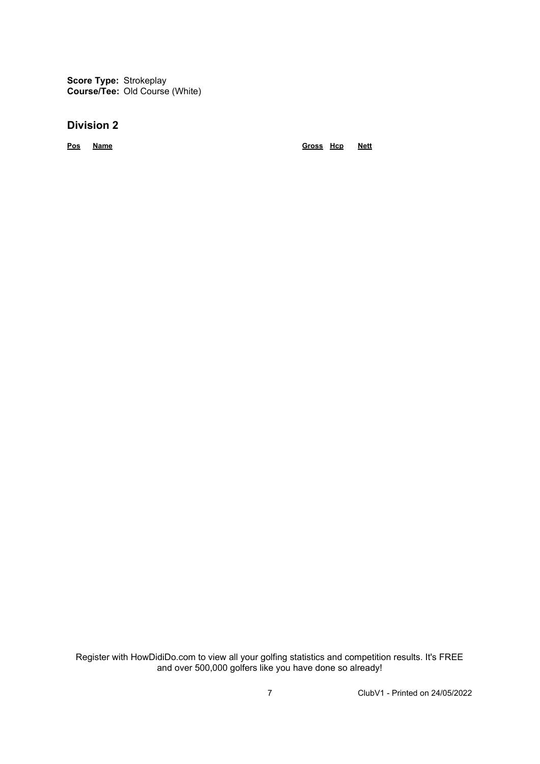**Score Type:** Strokeplay
**Course/Tee:** Old Course (White)

## Division 2

| Pos | Name | Gross | Hcp | Nett |
| --- | --- | --- | --- | --- |

Register with HowDidiDo.com to view all your golfing statistics and competition results. It's FREE and over 500,000 golfers like you have done so already!

ClubV1 - Printed on 24/05/2022